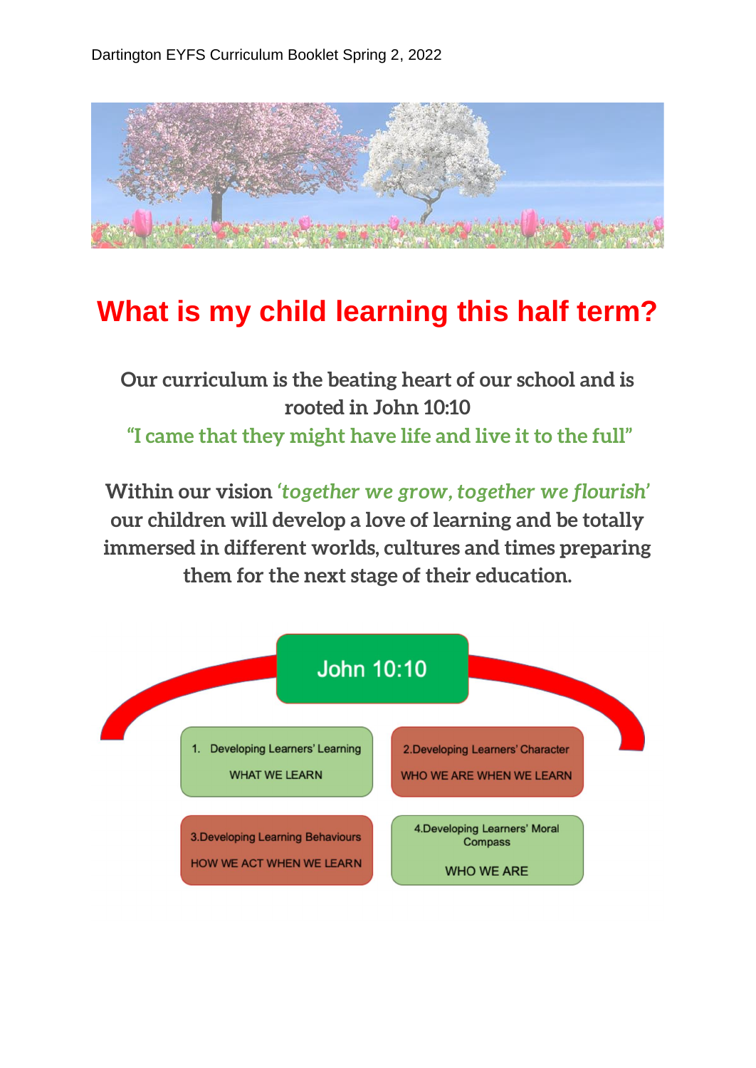Dartington EYFS Curriculum Booklet Spring 2, 2022

# What is my child learning this half term?

**Our curriculum is the beating heart of our school and is rooted in John 10:10**

**"I came that they might have life and live it to the full"**

**Within our vision *'together we grow, together we flourish'* our children will develop a love of learning and be totally immersed in different worlds, cultures and times preparing them for the next stage of their education.**

John 10:10

1. Developing Learners' Learning
   WHAT WE LEARN

2. Developing Learners' Character
   WHO WE ARE WHEN WE LEARN

3. Developing Learning Behaviours
   HOW WE ACT WHEN WE LEARN

4. Developing Learners' Moral Compass
   WHO WE ARE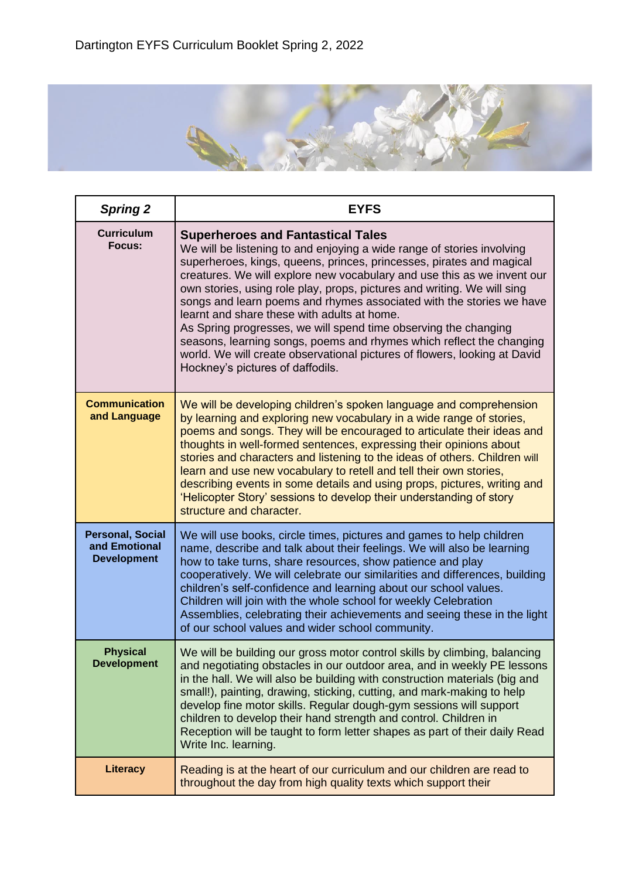Dartington EYFS Curriculum Booklet Spring 2, 2022

| *Spring 2* | EYFS |
|---|---|
| **Curriculum Focus:** | **Superheroes and Fantastical Tales** We will be listening to and enjoying a wide range of stories involving superheroes, kings, queens, princes, princesses, pirates and magical creatures. We will explore new vocabulary and use this as we invent our own stories, using role play, props, pictures and writing. We will sing songs and learn poems and rhymes associated with the stories we have learnt and share these with adults at home. As Spring progresses, we will spend time observing the changing seasons, learning songs, poems and rhymes which reflect the changing world. We will create observational pictures of flowers, looking at David Hockney's pictures of daffodils. |
| **Communication and Language** | We will be developing children's spoken language and comprehension by learning and exploring new vocabulary in a wide range of stories, poems and songs. They will be encouraged to articulate their ideas and thoughts in well-formed sentences, expressing their opinions about stories and characters and listening to the ideas of others. Children will learn and use new vocabulary to retell and tell their own stories, describing events in some details and using props, pictures, writing and 'Helicopter Story' sessions to develop their understanding of story structure and character. |
| **Personal, Social and Emotional Development** | We will use books, circle times, pictures and games to help children name, describe and talk about their feelings. We will also be learning how to take turns, share resources, show patience and play cooperatively. We will celebrate our similarities and differences, building children's self-confidence and learning about our school values. Children will join with the whole school for weekly Celebration Assemblies, celebrating their achievements and seeing these in the light of our school values and wider school community. |
| **Physical Development** | We will be building our gross motor control skills by climbing, balancing and negotiating obstacles in our outdoor area, and in weekly PE lessons in the hall. We will also be building with construction materials (big and small!), painting, drawing, sticking, cutting, and mark-making to help develop fine motor skills. Regular dough-gym sessions will support children to develop their hand strength and control. Children in Reception will be taught to form letter shapes as part of their daily Read Write Inc. learning. |
| **Literacy** | Reading is at the heart of our curriculum and our children are read to throughout the day from high quality texts which support their |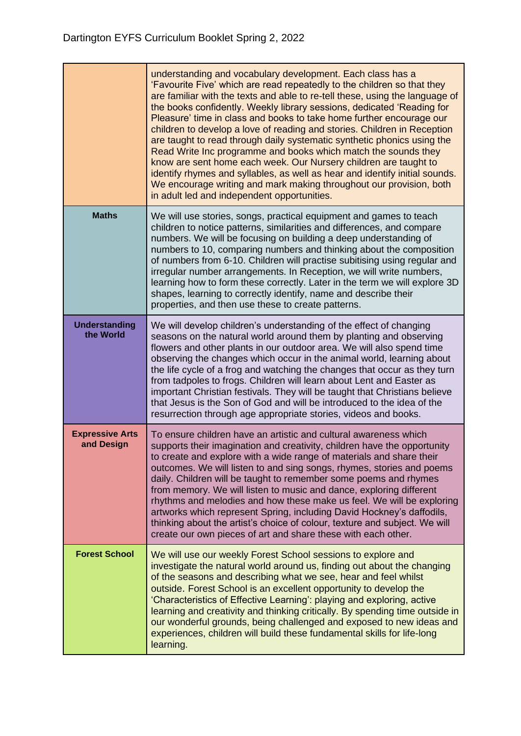| | |
|---|---|
| | understanding and vocabulary development. Each class has a 'Favourite Five' which are read repeatedly to the children so that they are familiar with the texts and able to re-tell these, using the language of the books confidently. Weekly library sessions, dedicated 'Reading for Pleasure' time in class and books to take home further encourage our children to develop a love of reading and stories. Children in Reception are taught to read through daily systematic synthetic phonics using the Read Write Inc programme and books which match the sounds they know are sent home each week. Our Nursery children are taught to identify rhymes and syllables, as well as hear and identify initial sounds. We encourage writing and mark making throughout our provision, both in adult led and independent opportunities. |
| **Maths** | We will use stories, songs, practical equipment and games to teach children to notice patterns, similarities and differences, and compare numbers. We will be focusing on building a deep understanding of numbers to 10, comparing numbers and thinking about the composition of numbers from 6-10. Children will practise subitising using regular and irregular number arrangements. In Reception, we will write numbers, learning how to form these correctly. Later in the term we will explore 3D shapes, learning to correctly identify, name and describe their properties, and then use these to create patterns. |
| **Understanding the World** | We will develop children's understanding of the effect of changing seasons on the natural world around them by planting and observing flowers and other plants in our outdoor area. We will also spend time observing the changes which occur in the animal world, learning about the life cycle of a frog and watching the changes that occur as they turn from tadpoles to frogs. Children will learn about Lent and Easter as important Christian festivals. They will be taught that Christians believe that Jesus is the Son of God and will be introduced to the idea of the resurrection through age appropriate stories, videos and books. |
| **Expressive Arts and Design** | To ensure children have an artistic and cultural awareness which supports their imagination and creativity, children have the opportunity to create and explore with a wide range of materials and share their outcomes. We will listen to and sing songs, rhymes, stories and poems daily. Children will be taught to remember some poems and rhymes from memory. We will listen to music and dance, exploring different rhythms and melodies and how these make us feel. We will be exploring artworks which represent Spring, including David Hockney's daffodils, thinking about the artist's choice of colour, texture and subject. We will create our own pieces of art and share these with each other. |
| **Forest School** | We will use our weekly Forest School sessions to explore and investigate the natural world around us, finding out about the changing of the seasons and describing what we see, hear and feel whilst outside. Forest School is an excellent opportunity to develop the 'Characteristics of Effective Learning': playing and exploring, active learning and creativity and thinking critically. By spending time outside in our wonderful grounds, being challenged and exposed to new ideas and experiences, children will build these fundamental skills for life-long learning. |